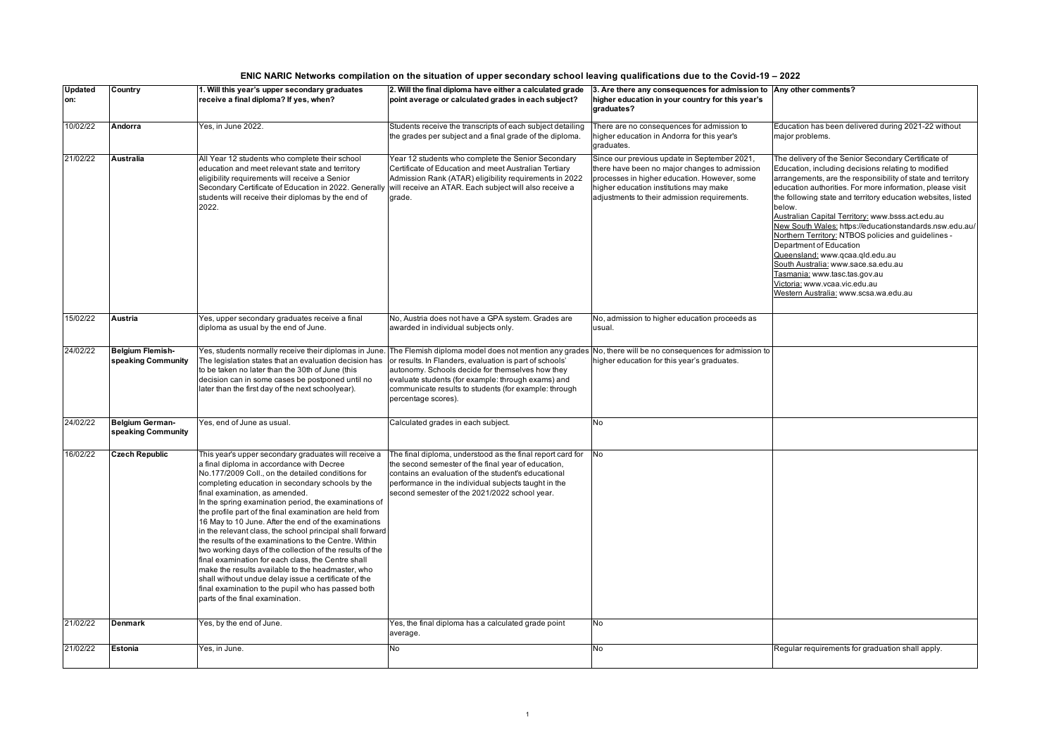# ENIC NARIC Networks compilation on the situation of upper secondary school leaving qualifications due to the Covid-19 – 2022

| Updated on: | Country | 1. Will this year's upper secondary graduates receive a final diploma? If yes, when? | 2. Will the final diploma have either a calculated grade point average or calculated grades in each subject? | 3. Are there any consequences for admission to higher education in your country for this year's graduates? | Any other comments? |
|---|---|---|---|---|---|
| 10/02/22 | **Andorra** | Yes, in June 2022. | Students receive the transcripts of each subject detailing the grades per subject and a final grade of the diploma. | There are no consequences for admission to higher education in Andorra for this year's graduates. | Education has been delivered during 2021-22 without major problems. |
| 21/02/22 | **Australia** | All Year 12 students who complete their school education and meet relevant state and territory eligibility requirements will receive a Senior Secondary Certificate of Education in 2022. Generally students will receive their diplomas by the end of 2022. | Year 12 students who complete the Senior Secondary Certificate of Education and meet Australian Tertiary Admission Rank (ATAR) eligibility requirements in 2022 will receive an ATAR. Each subject will also receive a grade. | Since our previous update in September 2021, there have been no major changes to admission processes in higher education. However, some higher education institutions may make adjustments to their admission requirements. | The delivery of the Senior Secondary Certificate of Education, including decisions relating to modified arrangements, are the responsibility of state and territory education authorities. For more information, please visit the following state and territory education websites, listed below.<br>Australian Capital Territory: www.bsss.act.edu.au<br>New South Wales: https://educationstandards.nsw.edu.au/<br>Northern Territory: NTBOS policies and guidelines - Department of Education<br>Queensland: www.qcaa.qld.edu.au<br>South Australia: www.sace.sa.edu.au<br>Tasmania: www.tasc.tas.gov.au<br>Victoria: www.vcaa.vic.edu.au<br>Western Australia: www.scsa.wa.edu.au |
| 15/02/22 | **Austria** | Yes, upper secondary graduates receive a final diploma as usual by the end of June. | No, Austria does not have a GPA system. Grades are awarded in individual subjects only. | No, admission to higher education proceeds as usual. | |
| 24/02/22 | **Belgium Flemish-speaking Community** | Yes, students normally receive their diplomas in June. The legislation states that an evaluation decision has to be taken no later than the 30th of June (this decision can in some cases be postponed until no later than the first day of the next schoolyear). | The Flemish diploma model does not mention any grades or results. In Flanders, evaluation is part of schools' autonomy. Schools decide for themselves how they evaluate students (for example: through exams) and communicate results to students (for example: through percentage scores). | No, there will be no consequences for admission to higher education for this year's graduates. | |
| 24/02/22 | **Belgium German-speaking Community** | Yes, end of June as usual. | Calculated grades in each subject. | No | |
| 16/02/22 | **Czech Republic** | This year's upper secondary graduates will receive a a final diploma in accordance with Decree No.177/2009 Coll., on the detailed conditions for completing education in secondary schools by the final examination, as amended.<br>In the spring examination period, the examinations of the profile part of the final examination are held from 16 May to 10 June. After the end of the examinations in the relevant class, the school principal shall forward the results of the examinations to the Centre. Within two working days of the collection of the results of the final examination for each class, the Centre shall make the results available to the headmaster, who shall without undue delay issue a certificate of the final examination to the pupil who has passed both parts of the final examination. | The final diploma, understood as the final report card for the second semester of the final year of education, contains an evaluation of the student's educational performance in the individual subjects taught in the second semester of the 2021/2022 school year. | No | |
| 21/02/22 | **Denmark** | Yes, by the end of June. | Yes, the final diploma has a calculated grade point average. | No | |
| 21/02/22 | **Estonia** | Yes, in June. | No | No | Regular requirements for graduation shall apply. |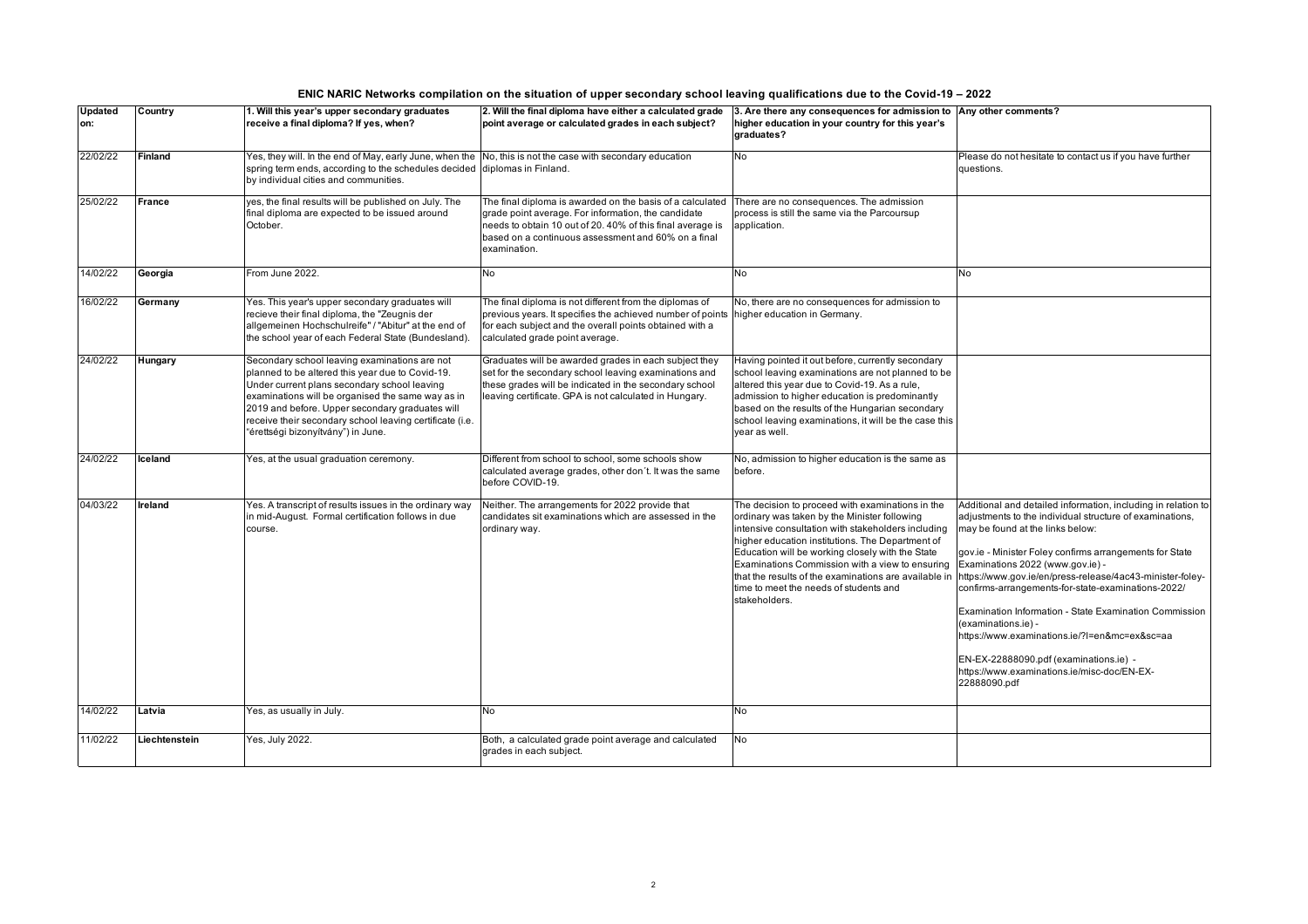# ENIC NARIC Networks compilation on the situation of upper secondary school leaving qualifications due to the Covid-19 – 2022

| Updated on: | Country | 1. Will this year's upper secondary graduates receive a final diploma? If yes, when? | 2. Will the final diploma have either a calculated grade point average or calculated grades in each subject? | 3. Are there any consequences for admission to higher education in your country for this year's graduates? | Any other comments? |
|---|---|---|---|---|---|
| 22/02/22 | **Finland** | Yes, they will. In the end of May, early June, when the spring term ends, according to the schedules decided by individual cities and communities. | No, this is not the case with secondary education diplomas in Finland. | No | Please do not hesitate to contact us if you have further questions. |
| 25/02/22 | **France** | yes, the final results will be published on July. The final diploma are expected to be issued around October. | The final diploma is awarded on the basis of a calculated grade point average. For information, the candidate needs to obtain 10 out of 20. 40% of this final average is based on a continuous assessment and 60% on a final examination. | There are no consequences. The admission process is still the same via the Parcoursup application. | |
| 14/02/22 | **Georgia** | From June 2022. | No | No | No |
| 16/02/22 | **Germany** | Yes. This year's upper secondary graduates will recieve their final diploma, the "Zeugnis der allgemeinen Hochschulreife" / "Abitur" at the end of the school year of each Federal State (Bundesland). | The final diploma is not different from the diplomas of previous years. It specifies the achieved number of points for each subject and the overall points obtained with a calculated grade point average. | No, there are no consequences for admission to higher education in Germany. | |
| 24/02/22 | **Hungary** | Secondary school leaving examinations are not planned to be altered this year due to Covid-19. Under current plans secondary school leaving examinations will be organised the same way as in 2019 and before. Upper secondary graduates will receive their secondary school leaving certificate (i.e. "érettségi bizonyítvány") in June. | Graduates will be awarded grades in each subject they set for the secondary school leaving examinations and these grades will be indicated in the secondary school leaving certificate. GPA is not calculated in Hungary. | Having pointed it out before, currently secondary school leaving examinations are not planned to be altered this year due to Covid-19. As a rule, admission to higher education is predominantly based on the results of the Hungarian secondary school leaving examinations, it will be the case this year as well. | |
| 24/02/22 | **Iceland** | Yes, at the usual graduation ceremony. | Different from school to school, some schools show calculated average grades, other don´t. It was the same before COVID-19. | No, admission to higher education is the same as before. | |
| 04/03/22 | **Ireland** | Yes. A transcript of results issues in the ordinary way in mid-August. Formal certification follows in due course. | Neither. The arrangements for 2022 provide that candidates sit examinations which are assessed in the ordinary way. | The decision to proceed with examinations in the ordinary way was taken by the Minister following intensive consultation with stakeholders including higher education institutions. The Department of Education will be working closely with the State Examinations Commission with a view to ensuring that the results of the examinations are available in time to meet the needs of students and stakeholders. | Additional and detailed information, including in relation to adjustments to the individual structure of examinations, may be found at the links below:<br><br>gov.ie - Minister Foley confirms arrangements for State Examinations 2022 (www.gov.ie) - https://www.gov.ie/en/press-release/4ac43-minister-foley-confirms-arrangements-for-state-examinations-2022/<br><br>Examination Information - State Examination Commission (examinations.ie) - https://www.examinations.ie/?l=en&mc=ex&sc=aa<br><br>EN-EX-22888090.pdf (examinations.ie) - https://www.examinations.ie/misc-doc/EN-EX-22888090.pdf |
| 14/02/22 | **Latvia** | Yes, as usually in July. | No | No | |
| 11/02/22 | **Liechtenstein** | Yes, July 2022. | Both, a calculated grade point average and calculated grades in each subject. | No | |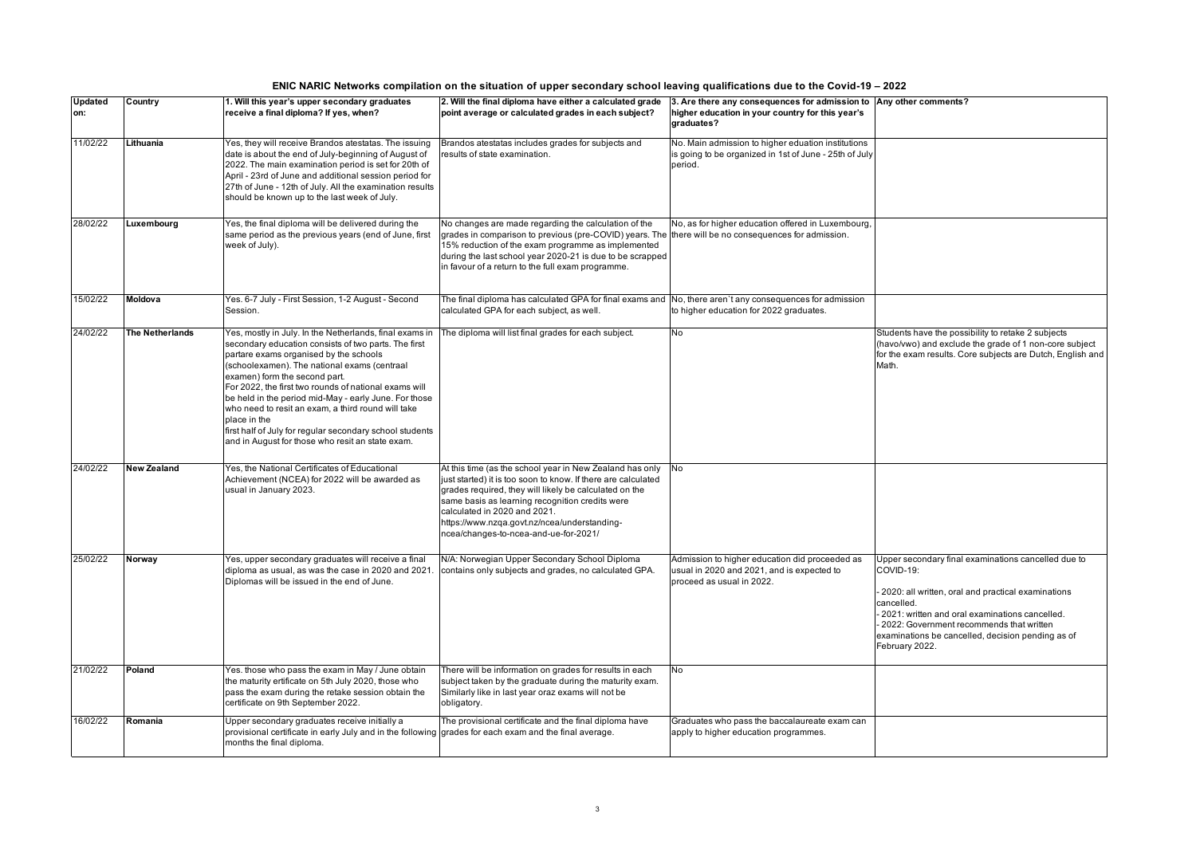# ENIC NARIC Networks compilation on the situation of upper secondary school leaving qualifications due to the Covid-19 – 2022

| Updated on: | Country | 1. Will this year's upper secondary graduates receive a final diploma? If yes, when? | 2. Will the final diploma have either a calculated grade point average or calculated grades in each subject? | 3. Are there any consequences for admission to higher education in your country for this year's graduates? | Any other comments? |
|---|---|---|---|---|---|
| 11/02/22 | **Lithuania** | Yes, they will receive Brandos atestatas. The issuing date is about the end of July-beginning of August of 2022. The main examination period is set for 20th of April - 23rd of June and additional session period for 27th of June - 12th of July. All the examination results should be known up to the last week of July. | Brandos atestatas includes grades for subjects and results of state examination. | No. Main admission to higher eduation institutions is going to be organized in 1st of June - 25th of July period. | |
| 28/02/22 | **Luxembourg** | Yes, the final diploma will be delivered during the same period as the previous years (end of June, first week of July). | No changes are made regarding the calculation of the grades in comparison to previous (pre-COVID) years. The 15% reduction of the exam programme as implemented during the last school year 2020-21 is due to be scrapped in favour of a return to the full exam programme. | No, as for higher education offered in Luxembourg, there will be no consequences for admission. | |
| 15/02/22 | **Moldova** | Yes. 6-7 July - First Session, 1-2 August - Second Session. | The final diploma has calculated GPA for final exams and calculated GPA for each subject, as well. | No, there aren`t any consequences for admission to higher education for 2022 graduates. | |
| 24/02/22 | **The Netherlands** | Yes, mostly in July. In the Netherlands, final exams in secondary education consists of two parts. The first partare exams organised by the schools (schoolexamen). The national exams (centraal examen) form the second part.<br>For 2022, the first two rounds of national exams will be held in the period mid-May - early June. For those who need to resit an exam, a third round will take place in the<br>first half of July for regular secondary school students and in August for those who resit an state exam. | The diploma will list final grades for each subject. | No | Students have the possibility to retake 2 subjects (havo/vwo) and exclude the grade of 1 non-core subject for the exam results. Core subjects are Dutch, English and Math. |
| 24/02/22 | **New Zealand** | Yes, the National Certificates of Educational Achievement (NCEA) for 2022 will be awarded as usual in January 2023. | At this time (as the school year in New Zealand has only just started) it is too soon to know. If there are calculated grades required, they will likely be calculated on the same basis as learning recognition credits were calculated in 2020 and 2021.<br>https://www.nzqa.govt.nz/ncea/understanding-ncea/changes-to-ncea-and-ue-for-2021/ | No | |
| 25/02/22 | **Norway** | Yes, upper secondary graduates will receive a final diploma as usual, as was the case in 2020 and 2021. Diplomas will be issued in the end of June. | N/A: Norwegian Upper Secondary School Diploma contains only subjects and grades, no calculated GPA. | Admission to higher education did proceeded as usual in 2020 and 2021, and is expected to proceed as usual in 2022. | Upper secondary final examinations cancelled due to COVID-19:<br><br>- 2020: all written, oral and practical examinations cancelled.<br>- 2021: written and oral examinations cancelled.<br>- 2022: Government recommends that written examinations be cancelled, decision pending as of February 2022. |
| 21/02/22 | **Poland** | Yes. those who pass the exam in May / June obtain the maturity erticate on 5th July 2020, those who pass the exam during the retake session obtain the certificate on 9th September 2022. | There will be information on grades for results in each subject taken by the graduate during the maturity exam. Similarly like in last year oraz exams will not be obligatory. | No | |
| 16/02/22 | **Romania** | Upper secondary graduates receive initially a provisional certificate in early July and in the following months the final diploma. | The provisional certificate and the final diploma have grades for each exam and the final average. | Graduates who pass the baccalaureate exam can apply to higher education programmes. | |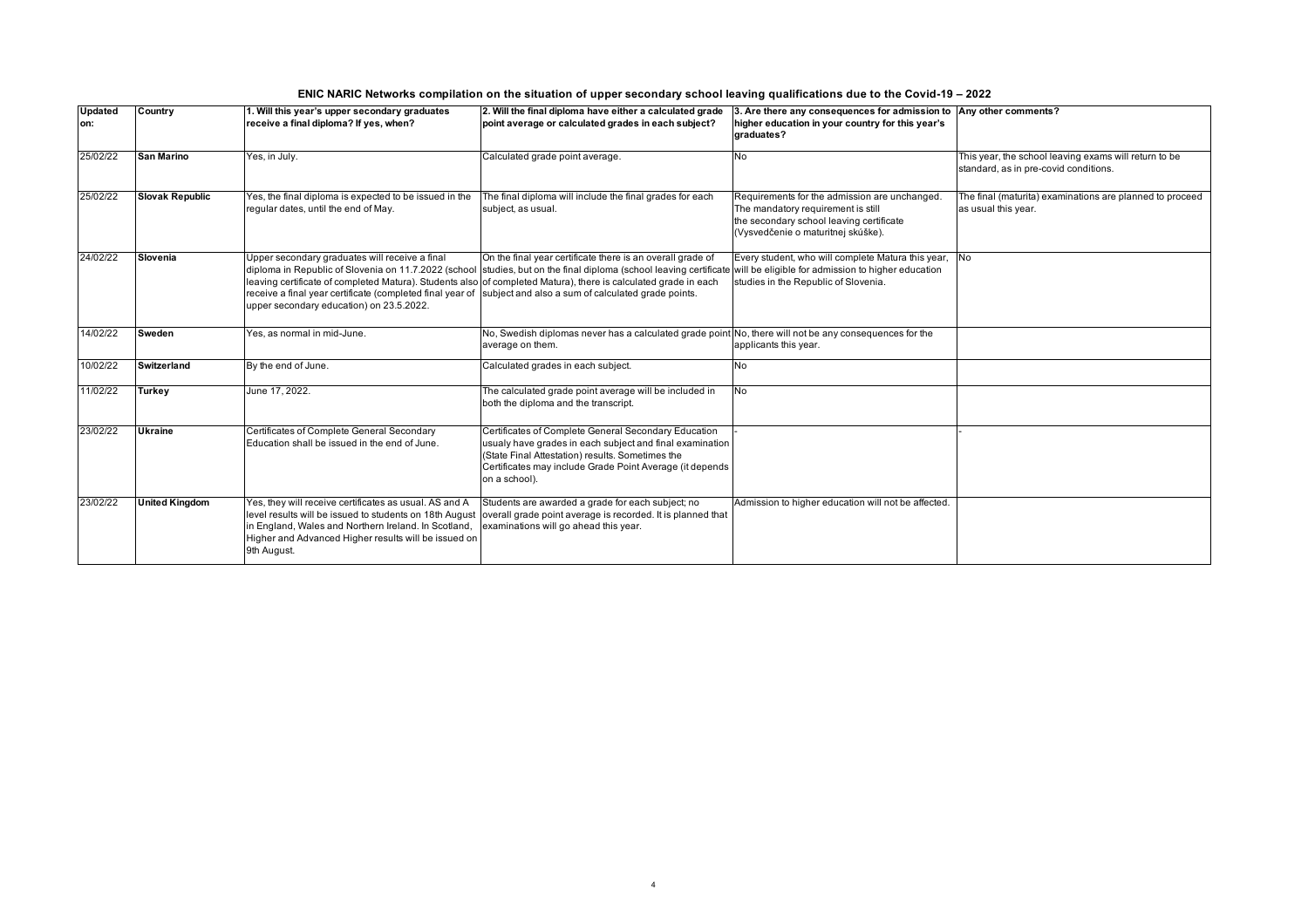## ENIC NARIC Networks compilation on the situation of upper secondary school leaving qualifications due to the Covid-19 – 2022

| Updated on: | Country | 1. Will this year's upper secondary graduates receive a final diploma? If yes, when? | 2. Will the final diploma have either a calculated grade point average or calculated grades in each subject? | 3. Are there any consequences for admission to higher education in your country for this year's graduates? | Any other comments? |
|---|---|---|---|---|---|
| 25/02/22 | **San Marino** | Yes, in July. | Calculated grade point average. | No | This year, the school leaving exams will return to be standard, as in pre-covid conditions. |
| 25/02/22 | **Slovak Republic** | Yes, the final diploma is expected to be issued in the regular dates, until the end of May. | The final diploma will include the final grades for each subject, as usual. | Requirements for the admission are unchanged. The mandatory requirement is still the secondary school leaving certificate (Vysvedčenie o maturitnej skúške). | The final (maturita) examinations are planned to proceed as usual this year. |
| 24/02/22 | **Slovenia** | Upper secondary graduates will receive a final diploma in Republic of Slovenia on 11.7.2022 (school leaving certificate of completed Matura). Students also receive a final year certificate (completed final year of upper secondary education) on 23.5.2022. | On the final year certificate there is an overall grade of studies, but on the final diploma (school leaving certificate of completed Matura), there is calculated grade in each subject and also a sum of calculated grade points. | Every student, who will complete Matura this year, will be eligible for admission to higher education studies in the Republic of Slovenia. | No |
| 14/02/22 | **Sweden** | Yes, as normal in mid-June. | No, Swedish diplomas never has a calculated grade point average on them. | No, there will not be any consequences for the applicants this year. | |
| 10/02/22 | **Switzerland** | By the end of June. | Calculated grades in each subject. | No | |
| 11/02/22 | **Turkey** | June 17, 2022. | The calculated grade point average will be included in both the diploma and the transcript. | No | |
| 23/02/22 | **Ukraine** | Certificates of Complete General Secondary Education shall be issued in the end of June. | Certificates of Complete General Secondary Education usualy have grades in each subject and final examination (State Final Attestation) results. Sometimes the Certificates may include Grade Point Average (it depends on a school). | - | - |
| 23/02/22 | **United Kingdom** | Yes, they will receive certificates as usual. AS and A level results will be issued to students on 18th August in England, Wales and Northern Ireland. In Scotland, Higher and Advanced Higher results will be issued on 9th August. | Students are awarded a grade for each subject; no overall grade point average is recorded. It is planned that examinations will go ahead this year. | Admission to higher education will not be affected. | |